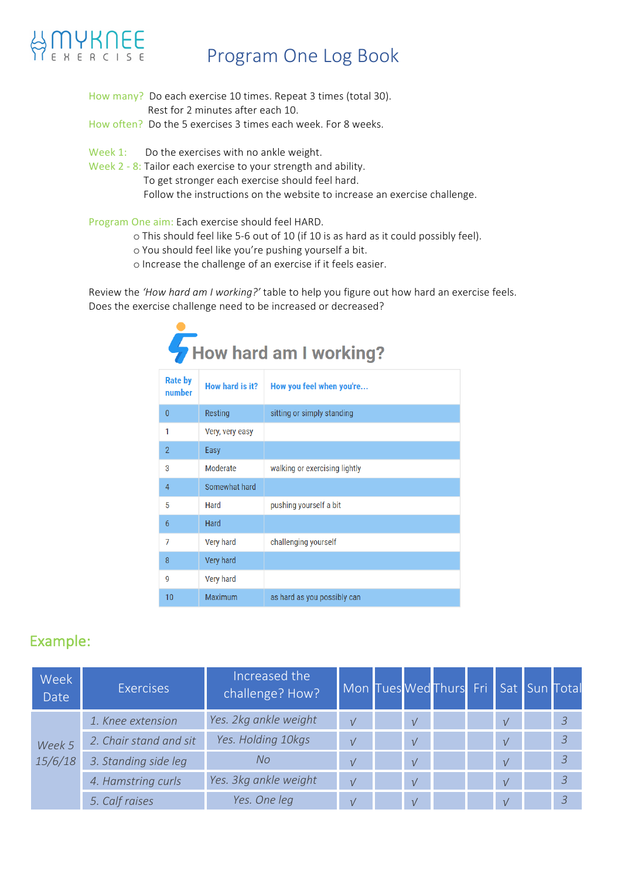MYKNEE EXERCISE

# Program One Log Book

How many? Do each exercise 10 times. Repeat 3 times (total 30).
Rest for 2 minutes after each 10.

How often? Do the 5 exercises 3 times each week. For 8 weeks.

Week 1: Do the exercises with no ankle weight.

Week 2 - 8: Tailor each exercise to your strength and ability.
To get stronger each exercise should feel hard.
Follow the instructions on the website to increase an exercise challenge.

Program One aim: Each exercise should feel HARD.

- This should feel like 5-6 out of 10 (if 10 is as hard as it could possibly feel).
- You should feel like you're pushing yourself a bit.
- Increase the challenge of an exercise if it feels easier.

Review the *'How hard am I working?'* table to help you figure out how hard an exercise feels.
Does the exercise challenge need to be increased or decreased?

## How hard am I working?

| Rate by number | How hard is it? | How you feel when you're... |
|---|---|---|
| 0 | Resting | sitting or simply standing |
| 1 | Very, very easy | |
| 2 | Easy | |
| 3 | Moderate | walking or exercising lightly |
| 4 | Somewhat hard | |
| 5 | Hard | pushing yourself a bit |
| 6 | Hard | |
| 7 | Very hard | challenging yourself |
| 8 | Very hard | |
| 9 | Very hard | |
| 10 | Maximum | as hard as you possibly can |

## Example:

| Week Date | Exercises | Increased the challenge? How? | Mon | Tues | Wed | Thurs | Fri | Sat | Sun | Total |
|---|---|---|---|---|---|---|---|---|---|---|
| *Week 5 15/6/18* | *1. Knee extension* | *Yes. 2kg ankle weight* | √ | | √ | | | √ | | 3 |
| | *2. Chair stand and sit* | *Yes. Holding 10kgs* | √ | | √ | | | √ | | 3 |
| | *3. Standing side leg* | *No* | √ | | √ | | | √ | | 3 |
| | *4. Hamstring curls* | *Yes. 3kg ankle weight* | √ | | √ | | | √ | | 3 |
| | *5. Calf raises* | *Yes. One leg* | √ | | √ | | | √ | | 3 |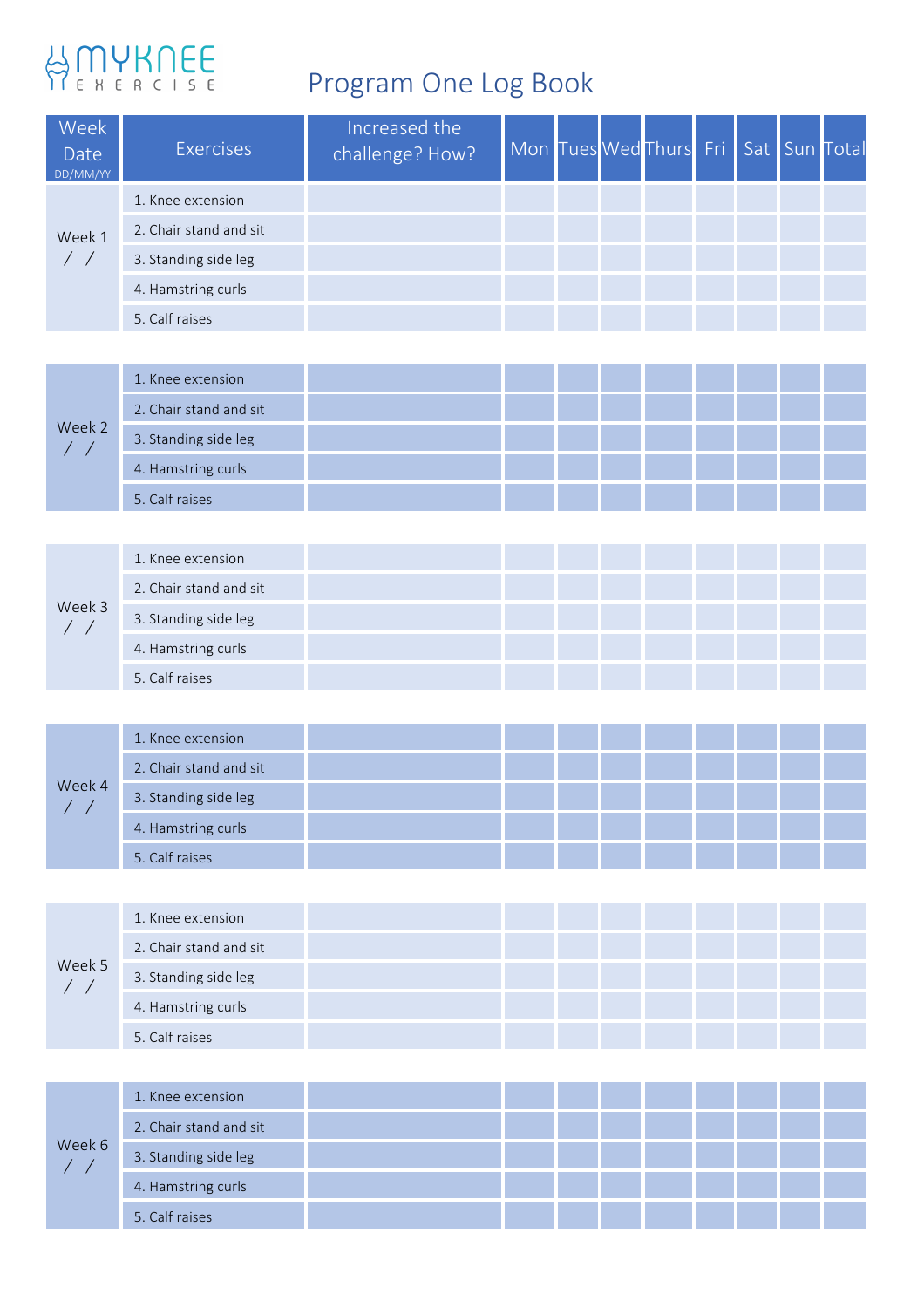MYKNEE EXERCISE

# Program One Log Book

| Week Date DD/MM/YY | Exercises | Increased the challenge? How? | Mon | Tues | Wed | Thurs | Fri | Sat | Sun | Total |
|---|---|---|---|---|---|---|---|---|---|---|
| Week 1 / / | 1. Knee extension | | | | | | | | | |
| | 2. Chair stand and sit | | | | | | | | | |
| | 3. Standing side leg | | | | | | | | | |
| | 4. Hamstring curls | | | | | | | | | |
| | 5. Calf raises | | | | | | | | | |
| Week 2 / / | 1. Knee extension | | | | | | | | | |
| | 2. Chair stand and sit | | | | | | | | | |
| | 3. Standing side leg | | | | | | | | | |
| | 4. Hamstring curls | | | | | | | | | |
| | 5. Calf raises | | | | | | | | | |
| Week 3 / / | 1. Knee extension | | | | | | | | | |
| | 2. Chair stand and sit | | | | | | | | | |
| | 3. Standing side leg | | | | | | | | | |
| | 4. Hamstring curls | | | | | | | | | |
| | 5. Calf raises | | | | | | | | | |
| Week 4 / / | 1. Knee extension | | | | | | | | | |
| | 2. Chair stand and sit | | | | | | | | | |
| | 3. Standing side leg | | | | | | | | | |
| | 4. Hamstring curls | | | | | | | | | |
| | 5. Calf raises | | | | | | | | | |
| Week 5 / / | 1. Knee extension | | | | | | | | | |
| | 2. Chair stand and sit | | | | | | | | | |
| | 3. Standing side leg | | | | | | | | | |
| | 4. Hamstring curls | | | | | | | | | |
| | 5. Calf raises | | | | | | | | | |
| Week 6 / / | 1. Knee extension | | | | | | | | | |
| | 2. Chair stand and sit | | | | | | | | | |
| | 3. Standing side leg | | | | | | | | | |
| | 4. Hamstring curls | | | | | | | | | |
| | 5. Calf raises | | | | | | | | | |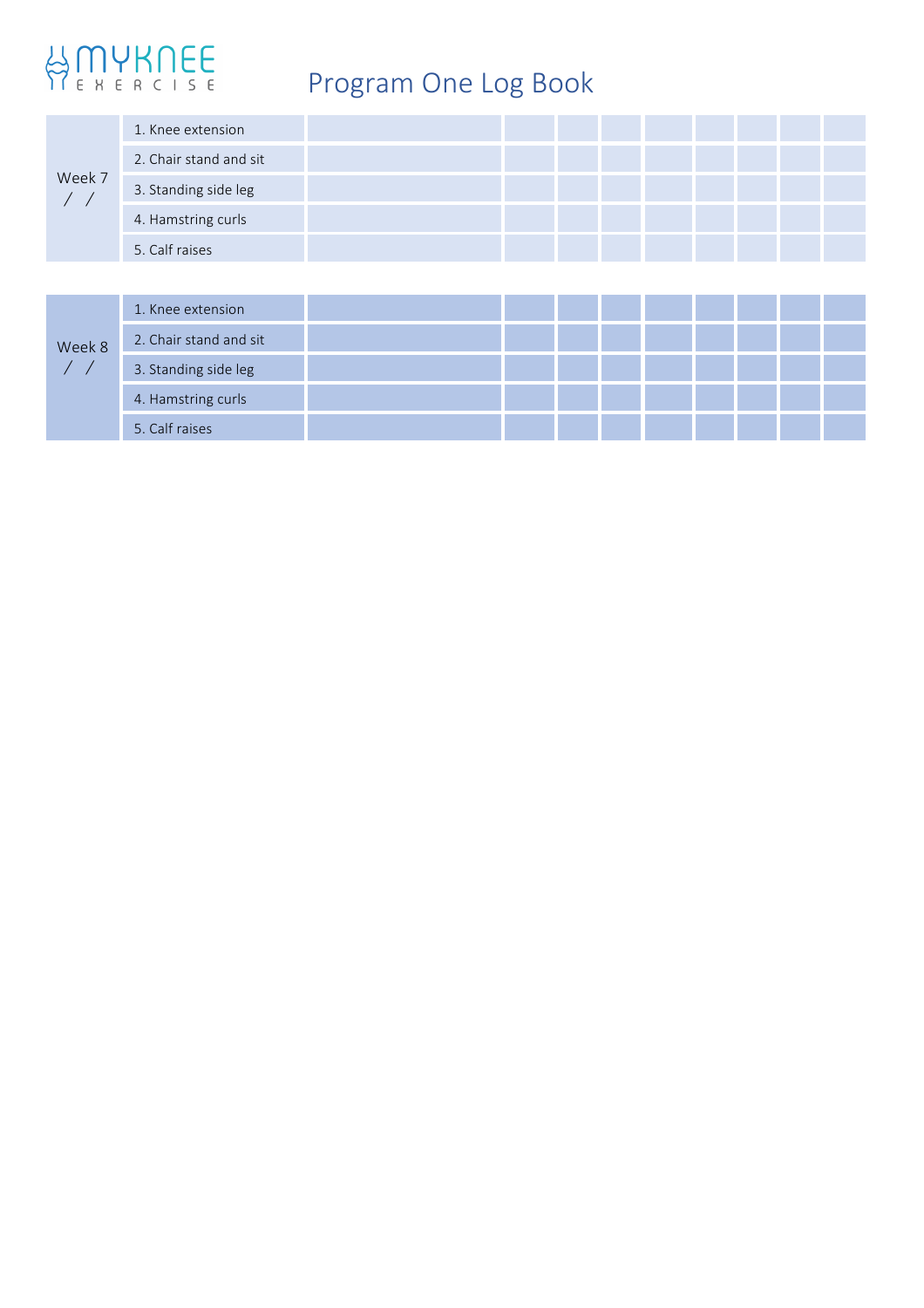# MYKNEE EXERCISE

## Program One Log Book

| | | | | | | | | | | |
|---|---|---|---|---|---|---|---|---|---|---|
| Week 7 / / | 1. Knee extension | | | | | | | | | |
| | 2. Chair stand and sit | | | | | | | | | |
| | 3. Standing side leg | | | | | | | | | |
| | 4. Hamstring curls | | | | | | | | | |
| | 5. Calf raises | | | | | | | | | |

| | | | | | | | | | | |
|---|---|---|---|---|---|---|---|---|---|---|
| Week 8 / / | 1. Knee extension | | | | | | | | | |
| | 2. Chair stand and sit | | | | | | | | | |
| | 3. Standing side leg | | | | | | | | | |
| | 4. Hamstring curls | | | | | | | | | |
| | 5. Calf raises | | | | | | | | | |